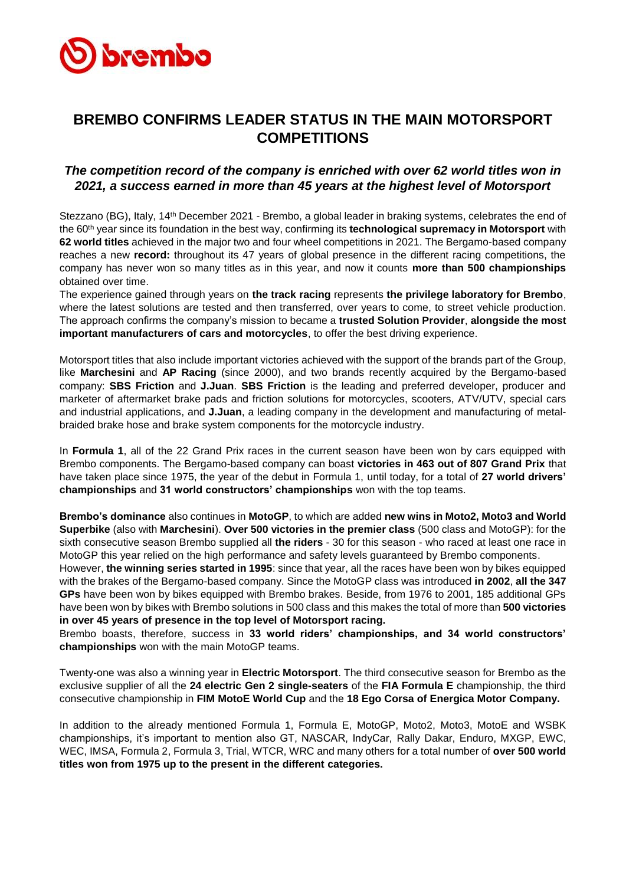# BREMBO CONFIRMS LEADER STATUS IN THE MAIN MOTORSPORT COMPETITIONS

## *The competition record of the company is enriched with over 62 world titles won in 2021, a success earned in more than 45 years at the highest level of Motorsport*

Stezzano (BG), Italy, 14th December 2021 - Brembo, a global leader in braking systems, celebrates the end of the 60th year since its foundation in the best way, confirming its **technological supremacy in Motorsport** with **62 world titles** achieved in the major two and four wheel competitions in 2021. The Bergamo-based company reaches a new **record:** throughout its 47 years of global presence in the different racing competitions, the company has never won so many titles as in this year, and now it counts **more than 500 championships** obtained over time.

The experience gained through years on **the track racing** represents **the privilege laboratory for Brembo**, where the latest solutions are tested and then transferred, over years to come, to street vehicle production. The approach confirms the company's mission to became a **trusted Solution Provider**, **alongside the most important manufacturers of cars and motorcycles**, to offer the best driving experience.

Motorsport titles that also include important victories achieved with the support of the brands part of the Group, like **Marchesini** and **AP Racing** (since 2000), and two brands recently acquired by the Bergamo-based company: **SBS Friction** and **J.Juan**. **SBS Friction** is the leading and preferred developer, producer and marketer of aftermarket brake pads and friction solutions for motorcycles, scooters, ATV/UTV, special cars and industrial applications, and **J.Juan**, a leading company in the development and manufacturing of metal-braided brake hose and brake system components for the motorcycle industry.

In **Formula 1**, all of the 22 Grand Prix races in the current season have been won by cars equipped with Brembo components. The Bergamo-based company can boast **victories in 463 out of 807 Grand Prix** that have taken place since 1975, the year of the debut in Formula 1, until today, for a total of **27 world drivers' championships** and **31 world constructors' championships** won with the top teams.

**Brembo's dominance** also continues in **MotoGP**, to which are added **new wins in Moto2, Moto3 and World Superbike** (also with **Marchesini**). **Over 500 victories in the premier class** (500 class and MotoGP): for the sixth consecutive season Brembo supplied all **the riders** - 30 for this season - who raced at least one race in MotoGP this year relied on the high performance and safety levels guaranteed by Brembo components.

However, **the winning series started in 1995**: since that year, all the races have been won by bikes equipped with the brakes of the Bergamo-based company. Since the MotoGP class was introduced **in 2002**, **all the 347 GPs** have been won by bikes equipped with Brembo brakes. Beside, from 1976 to 2001, 185 additional GPs have been won by bikes with Brembo solutions in 500 class and this makes the total of more than **500 victories in over 45 years of presence in the top level of Motorsport racing.**

Brembo boasts, therefore, success in **33 world riders' championships, and 34 world constructors' championships** won with the main MotoGP teams.

Twenty-one was also a winning year in **Electric Motorsport**. The third consecutive season for Brembo as the exclusive supplier of all the **24 electric Gen 2 single-seaters** of the **FIA Formula E** championship, the third consecutive championship in **FIM MotoE World Cup** and the **18 Ego Corsa of Energica Motor Company.**

In addition to the already mentioned Formula 1, Formula E, MotoGP, Moto2, Moto3, MotoE and WSBK championships, it's important to mention also GT, NASCAR, IndyCar, Rally Dakar, Enduro, MXGP, EWC, WEC, IMSA, Formula 2, Formula 3, Trial, WTCR, WRC and many others for a total number of **over 500 world titles won from 1975 up to the present in the different categories.**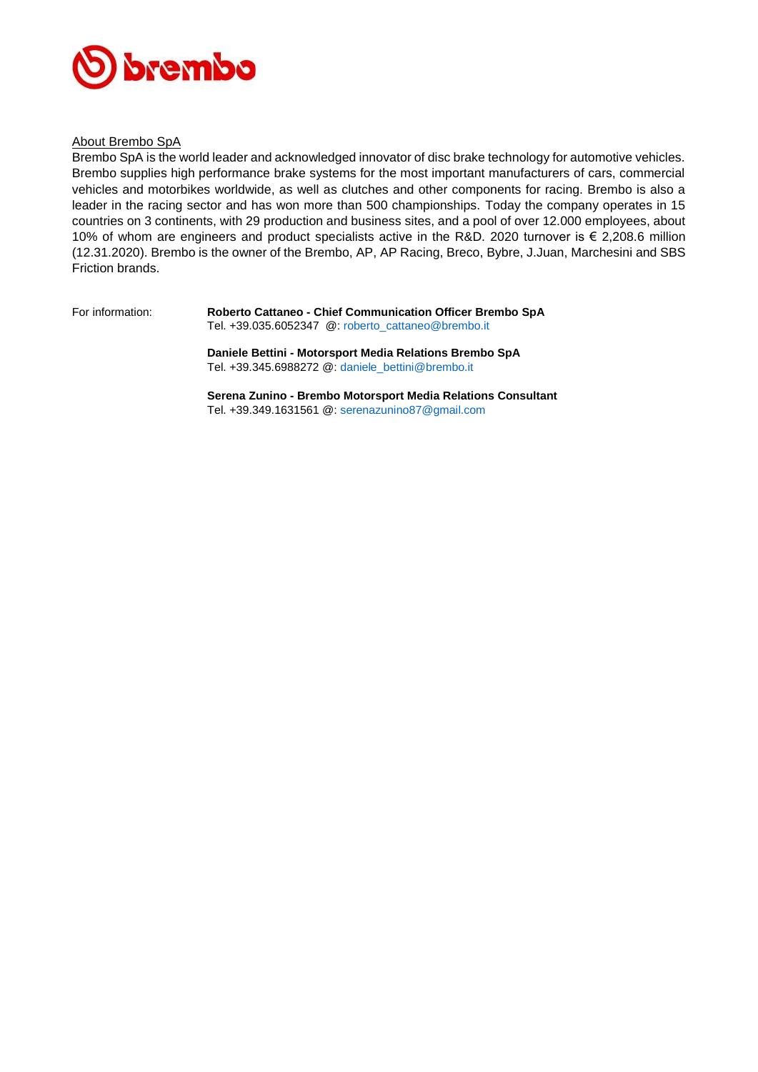About Brembo SpA

Brembo SpA is the world leader and acknowledged innovator of disc brake technology for automotive vehicles. Brembo supplies high performance brake systems for the most important manufacturers of cars, commercial vehicles and motorbikes worldwide, as well as clutches and other components for racing. Brembo is also a leader in the racing sector and has won more than 500 championships. Today the company operates in 15 countries on 3 continents, with 29 production and business sites, and a pool of over 12.000 employees, about 10% of whom are engineers and product specialists active in the R&D. 2020 turnover is € 2,208.6 million (12.31.2020). Brembo is the owner of the Brembo, AP, AP Racing, Breco, Bybre, J.Juan, Marchesini and SBS Friction brands.

For information:

**Roberto Cattaneo - Chief Communication Officer Brembo SpA**
Tel. +39.035.6052347 @: roberto_cattaneo@brembo.it

**Daniele Bettini - Motorsport Media Relations Brembo SpA**
Tel. +39.345.6988272 @: daniele_bettini@brembo.it

**Serena Zunino - Brembo Motorsport Media Relations Consultant**
Tel. +39.349.1631561 @: serenazunino87@gmail.com